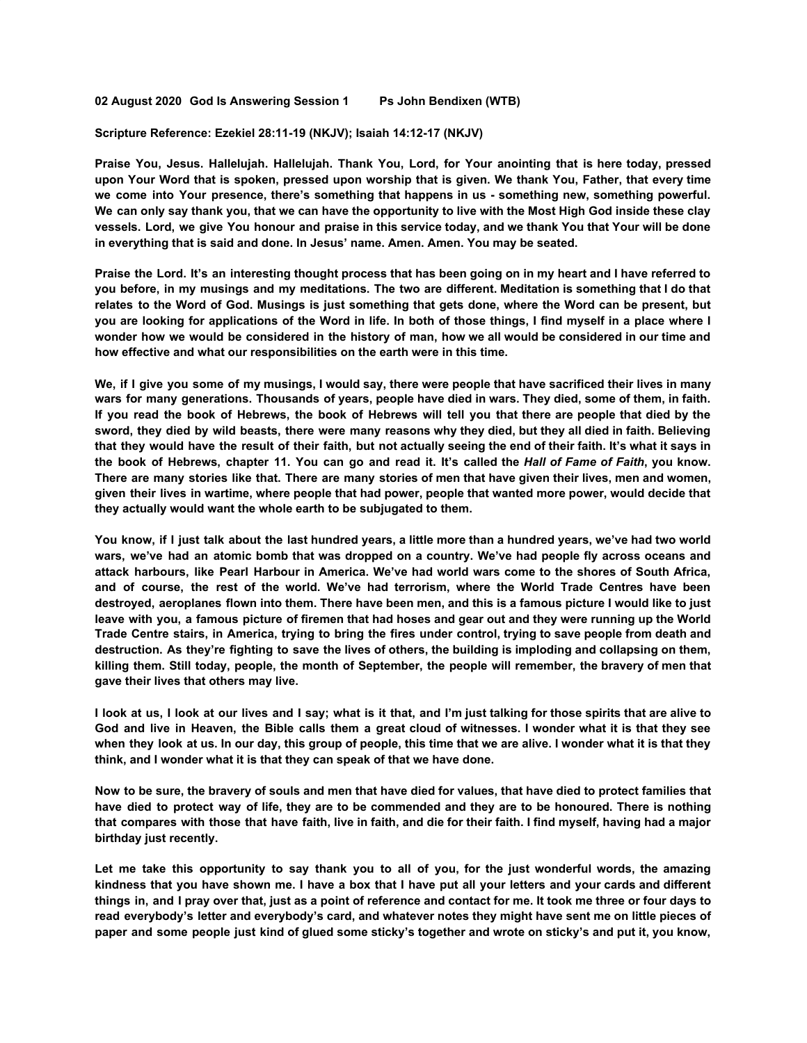**02 August 2020 God Is Answering Session 1 Ps John Bendixen (WTB)**

**Scripture Reference: Ezekiel 28:11-19 (NKJV); Isaiah 14:12-17 (NKJV)**

**Praise You, Jesus. Hallelujah. Hallelujah. Thank You, Lord, for Your anointing that is here today, pressed upon Your Word that is spoken, pressed upon worship that is given. We thank You, Father, that every time we come into Your presence, there's something that happens in us - something new, something powerful. We can only say thank you, that we can have the opportunity to live with the Most High God inside these clay vessels. Lord, we give You honour and praise in this service today, and we thank You that Your will be done in everything that is said and done. In Jesus' name. Amen. Amen. You may be seated.**

**Praise the Lord. It's an interesting thought process that has been going on in my heart and I have referred to you before, in my musings and my meditations. The two are different. Meditation is something that I do that relates to the Word of God. Musings is just something that gets done, where the Word can be present, but you are looking for applications of the Word in life. In both of those things, I find myself in a place where I wonder how we would be considered in the history of man, how we all would be considered in our time and how effective and what our responsibilities on the earth were in this time.**

**We, if I give you some of my musings, I would say, there were people that have sacrificed their lives in many wars for many generations. Thousands of years, people have died in wars. They died, some of them, in faith. If you read the book of Hebrews, the book of Hebrews will tell you that there are people that died by the sword, they died by wild beasts, there were many reasons why they died, but they all died in faith. Believing that they would have the result of their faith, but not actually seeing the end of their faith. It's what it says in the book of Hebrews, chapter 11. You can go and read it. It's called the *Hall of Fame of Faith*, you know. There are many stories like that. There are many stories of men that have given their lives, men and women, given their lives in wartime, where people that had power, people that wanted more power, would decide that they actually would want the whole earth to be subjugated to them.**

**You know, if I just talk about the last hundred years, a little more than a hundred years, we've had two world wars, we've had an atomic bomb that was dropped on a country. We've had people fly across oceans and attack harbours, like Pearl Harbour in America. We've had world wars come to the shores of South Africa, and of course, the rest of the world. We've had terrorism, where the World Trade Centres have been destroyed, aeroplanes flown into them. There have been men, and this is a famous picture I would like to just leave with you, a famous picture of firemen that had hoses and gear out and they were running up the World Trade Centre stairs, in America, trying to bring the fires under control, trying to save people from death and destruction. As they're fighting to save the lives of others, the building is imploding and collapsing on them, killing them. Still today, people, the month of September, the people will remember, the bravery of men that gave their lives that others may live.**

**I look at us, I look at our lives and I say; what is it that, and I'm just talking for those spirits that are alive to God and live in Heaven, the Bible calls them a great cloud of witnesses. I wonder what it is that they see when they look at us. In our day, this group of people, this time that we are alive. I wonder what it is that they think, and I wonder what it is that they can speak of that we have done.**

**Now to be sure, the bravery of souls and men that have died for values, that have died to protect families that have died to protect way of life, they are to be commended and they are to be honoured. There is nothing that compares with those that have faith, live in faith, and die for their faith. I find myself, having had a major birthday just recently.**

**Let me take this opportunity to say thank you to all of you, for the just wonderful words, the amazing kindness that you have shown me. I have a box that I have put all your letters and your cards and different things in, and I pray over that, just as a point of reference and contact for me. It took me three or four days to read everybody's letter and everybody's card, and whatever notes they might have sent me on little pieces of paper and some people just kind of glued some sticky's together and wrote on sticky's and put it, you know,**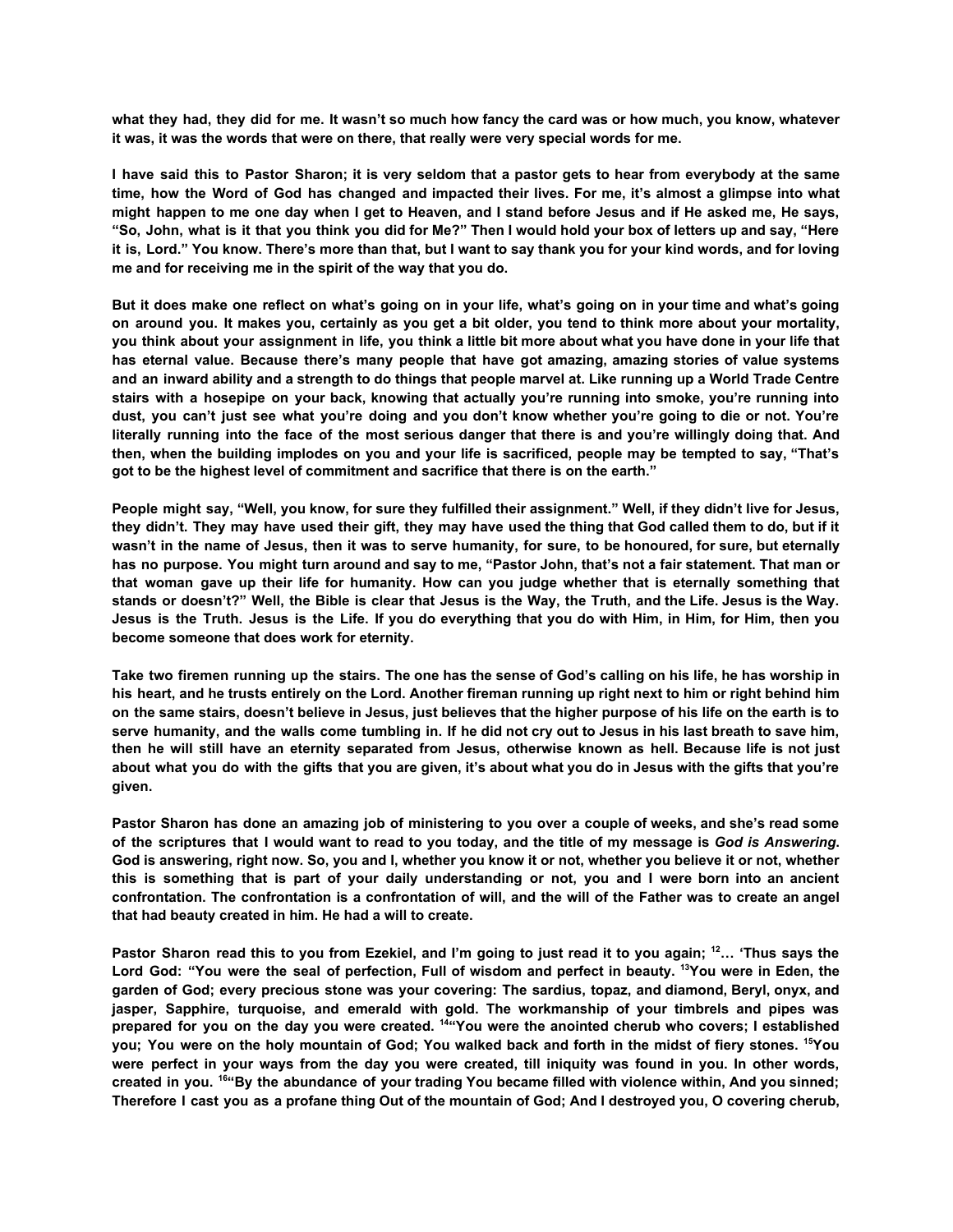**what they had, they did for me. It wasn't so much how fancy the card was or how much, you know, whatever it was, it was the words that were on there, that really were very special words for me.**

**I have said this to Pastor Sharon; it is very seldom that a pastor gets to hear from everybody at the same time, how the Word of God has changed and impacted their lives. For me, it's almost a glimpse into what might happen to me one day when I get to Heaven, and I stand before Jesus and if He asked me, He says, "So, John, what is it that you think you did for Me?" Then I would hold your box of letters up and say, "Here it is, Lord." You know. There's more than that, but I want to say thank you for your kind words, and for loving me and for receiving me in the spirit of the way that you do.**

**But it does make one reflect on what's going on in your life, what's going on in your time and what's going on around you. It makes you, certainly as you get a bit older, you tend to think more about your mortality, you think about your assignment in life, you think a little bit more about what you have done in your life that has eternal value. Because there's many people that have got amazing, amazing stories of value systems and an inward ability and a strength to do things that people marvel at. Like running up a World Trade Centre stairs with a hosepipe on your back, knowing that actually you're running into smoke, you're running into dust, you can't just see what you're doing and you don't know whether you're going to die or not. You're literally running into the face of the most serious danger that there is and you're willingly doing that. And then, when the building implodes on you and your life is sacrificed, people may be tempted to say, "That's got to be the highest level of commitment and sacrifice that there is on the earth."**

**People might say, "Well, you know, for sure they fulfilled their assignment." Well, if they didn't live for Jesus, they didn't. They may have used their gift, they may have used the thing that God called them to do, but if it wasn't in the name of Jesus, then it was to serve humanity, for sure, to be honoured, for sure, but eternally has no purpose. You might turn around and say to me, "Pastor John, that's not a fair statement. That man or that woman gave up their life for humanity. How can you judge whether that is eternally something that stands or doesn't?" Well, the Bible is clear that Jesus is the Way, the Truth, and the Life. Jesus is the Way. Jesus is the Truth. Jesus is the Life. If you do everything that you do with Him, in Him, for Him, then you become someone that does work for eternity.**

**Take two firemen running up the stairs. The one has the sense of God's calling on his life, he has worship in his heart, and he trusts entirely on the Lord. Another fireman running up right next to him or right behind him on the same stairs, doesn't believe in Jesus, just believes that the higher purpose of his life on the earth is to serve humanity, and the walls come tumbling in. If he did not cry out to Jesus in his last breath to save him, then he will still have an eternity separated from Jesus, otherwise known as hell. Because life is not just about what you do with the gifts that you are given, it's about what you do in Jesus with the gifts that you're given.**

**Pastor Sharon has done an amazing job of ministering to you over a couple of weeks, and she's read some of the scriptures that I would want to read to you today, and the title of my message is *God is Answering*. God is answering, right now. So, you and I, whether you know it or not, whether you believe it or not, whether this is something that is part of your daily understanding or not, you and I were born into an ancient confrontation. The confrontation is a confrontation of will, and the will of the Father was to create an angel that had beauty created in him. He had a will to create.**

**Pastor Sharon read this to you from Ezekiel, and I'm going to just read it to you again; [12]… 'Thus says the Lord God: "You were the seal of perfection, Full of wisdom and perfect in beauty. [13]You were in Eden, the garden of God; every precious stone was your covering: The sardius, topaz, and diamond, Beryl, onyx, and jasper, Sapphire, turquoise, and emerald with gold. The workmanship of your timbrels and pipes was prepared for you on the day you were created. [14]"You were the anointed cherub who covers; I established you; You were on the holy mountain of God; You walked back and forth in the midst of fiery stones. [15]You were perfect in your ways from the day you were created, till iniquity was found in you. In other words, created in you. [16]"By the abundance of your trading You became filled with violence within, And you sinned; Therefore I cast you as a profane thing Out of the mountain of God; And I destroyed you, O covering cherub,**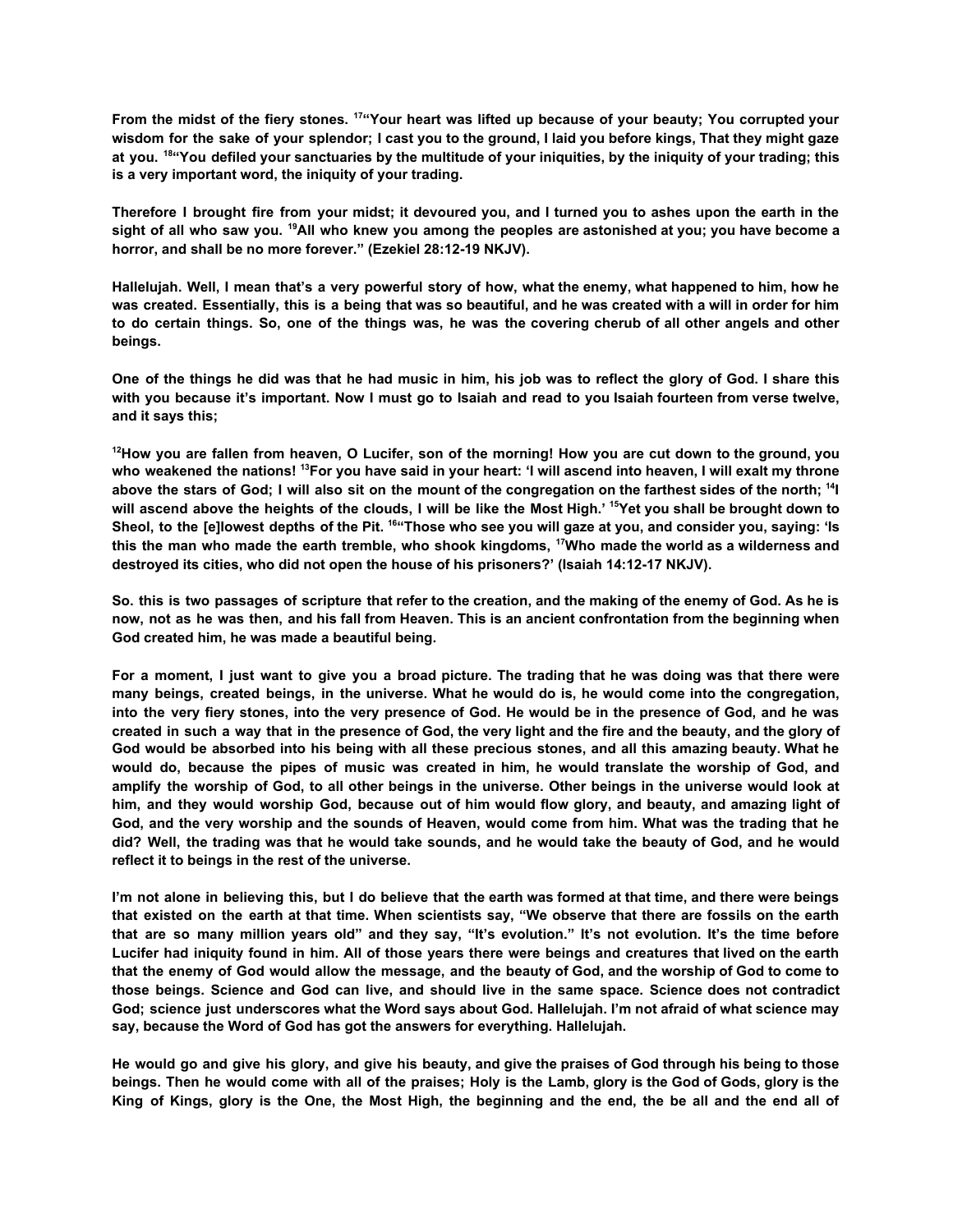**From the midst of the fiery stones. [17]"Your heart was lifted up because of your beauty; You corrupted your wisdom for the sake of your splendor; I cast you to the ground, I laid you before kings, That they might gaze at you. [18]"You defiled your sanctuaries by the multitude of your iniquities, by the iniquity of your trading; this is a very important word, the iniquity of your trading.**

**Therefore I brought fire from your midst; it devoured you, and I turned you to ashes upon the earth in the sight of all who saw you. [19]All who knew you among the peoples are astonished at you; you have become a horror, and shall be no more forever." (Ezekiel 28:12-19 NKJV).**

**Hallelujah. Well, I mean that's a very powerful story of how, what the enemy, what happened to him, how he was created. Essentially, this is a being that was so beautiful, and he was created with a will in order for him to do certain things. So, one of the things was, he was the covering cherub of all other angels and other beings.**

**One of the things he did was that he had music in him, his job was to reflect the glory of God. I share this with you because it's important. Now I must go to Isaiah and read to you Isaiah fourteen from verse twelve, and it says this;**

**[12]How you are fallen from heaven, O Lucifer, son of the morning! How you are cut down to the ground, you who weakened the nations! [13]For you have said in your heart: 'I will ascend into heaven, I will exalt my throne above the stars of God; I will also sit on the mount of the congregation on the farthest sides of the north; [14]I will ascend above the heights of the clouds, I will be like the Most High.' [15]Yet you shall be brought down to Sheol, to the [e]lowest depths of the Pit. [16]"Those who see you will gaze at you, and consider you, saying: 'Is this the man who made the earth tremble, who shook kingdoms, [17]Who made the world as a wilderness and destroyed its cities, who did not open the house of his prisoners?' (Isaiah 14:12-17 NKJV).**

**So. this is two passages of scripture that refer to the creation, and the making of the enemy of God. As he is now, not as he was then, and his fall from Heaven. This is an ancient confrontation from the beginning when God created him, he was made a beautiful being.**

**For a moment, I just want to give you a broad picture. The trading that he was doing was that there were many beings, created beings, in the universe. What he would do is, he would come into the congregation, into the very fiery stones, into the very presence of God. He would be in the presence of God, and he was created in such a way that in the presence of God, the very light and the fire and the beauty, and the glory of God would be absorbed into his being with all these precious stones, and all this amazing beauty. What he would do, because the pipes of music was created in him, he would translate the worship of God, and amplify the worship of God, to all other beings in the universe. Other beings in the universe would look at him, and they would worship God, because out of him would flow glory, and beauty, and amazing light of God, and the very worship and the sounds of Heaven, would come from him. What was the trading that he did? Well, the trading was that he would take sounds, and he would take the beauty of God, and he would reflect it to beings in the rest of the universe.**

**I'm not alone in believing this, but I do believe that the earth was formed at that time, and there were beings that existed on the earth at that time. When scientists say, "We observe that there are fossils on the earth that are so many million years old" and they say, "It's evolution." It's not evolution. It's the time before Lucifer had iniquity found in him. All of those years there were beings and creatures that lived on the earth that the enemy of God would allow the message, and the beauty of God, and the worship of God to come to those beings. Science and God can live, and should live in the same space. Science does not contradict God; science just underscores what the Word says about God. Hallelujah. I'm not afraid of what science may say, because the Word of God has got the answers for everything. Hallelujah.**

**He would go and give his glory, and give his beauty, and give the praises of God through his being to those beings. Then he would come with all of the praises; Holy is the Lamb, glory is the God of Gods, glory is the King of Kings, glory is the One, the Most High, the beginning and the end, the be all and the end all of**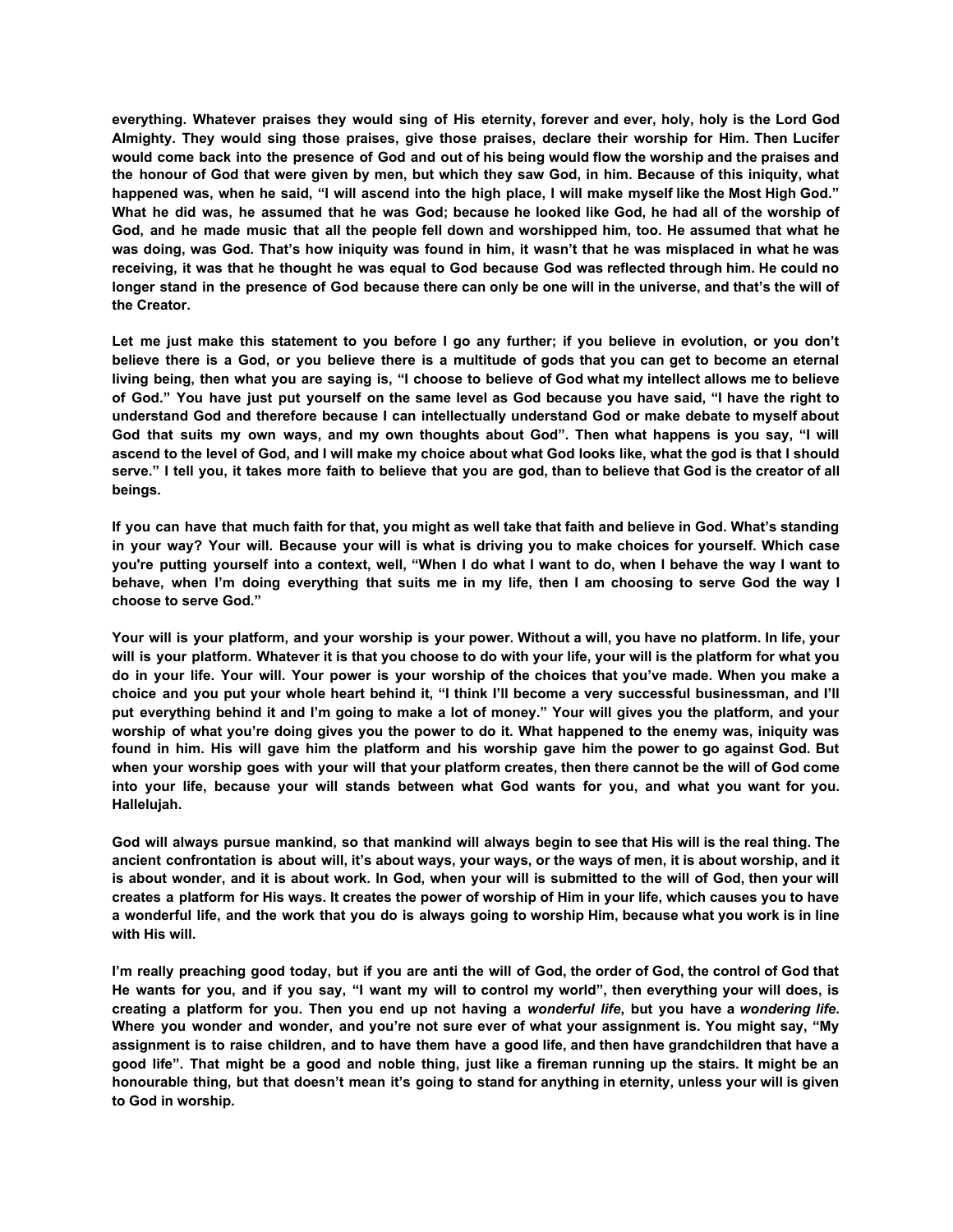**everything. Whatever praises they would sing of His eternity, forever and ever, holy, holy is the Lord God Almighty. They would sing those praises, give those praises, declare their worship for Him. Then Lucifer would come back into the presence of God and out of his being would flow the worship and the praises and the honour of God that were given by men, but which they saw God, in him. Because of this iniquity, what happened was, when he said, "I will ascend into the high place, I will make myself like the Most High God." What he did was, he assumed that he was God; because he looked like God, he had all of the worship of God, and he made music that all the people fell down and worshipped him, too. He assumed that what he was doing, was God. That's how iniquity was found in him, it wasn't that he was misplaced in what he was receiving, it was that he thought he was equal to God because God was reflected through him. He could no longer stand in the presence of God because there can only be one will in the universe, and that's the will of the Creator.**

**Let me just make this statement to you before I go any further; if you believe in evolution, or you don't believe there is a God, or you believe there is a multitude of gods that you can get to become an eternal living being, then what you are saying is, "I choose to believe of God what my intellect allows me to believe of God." You have just put yourself on the same level as God because you have said, "I have the right to understand God and therefore because I can intellectually understand God or make debate to myself about God that suits my own ways, and my own thoughts about God". Then what happens is you say, "I will ascend to the level of God, and I will make my choice about what God looks like, what the god is that I should serve." I tell you, it takes more faith to believe that you are god, than to believe that God is the creator of all beings.**

**If you can have that much faith for that, you might as well take that faith and believe in God. What's standing in your way? Your will. Because your will is what is driving you to make choices for yourself. Which case you're putting yourself into a context, well, "When I do what I want to do, when I behave the way I want to behave, when I'm doing everything that suits me in my life, then I am choosing to serve God the way I choose to serve God."**

**Your will is your platform, and your worship is your power. Without a will, you have no platform. In life, your will is your platform. Whatever it is that you choose to do with your life, your will is the platform for what you do in your life. Your will. Your power is your worship of the choices that you've made. When you make a choice and you put your whole heart behind it, "I think I'll become a very successful businessman, and I'll put everything behind it and I'm going to make a lot of money." Your will gives you the platform, and your worship of what you're doing gives you the power to do it. What happened to the enemy was, iniquity was found in him. His will gave him the platform and his worship gave him the power to go against God. But when your worship goes with your will that your platform creates, then there cannot be the will of God come into your life, because your will stands between what God wants for you, and what you want for you. Hallelujah.**

**God will always pursue mankind, so that mankind will always begin to see that His will is the real thing. The ancient confrontation is about will, it's about ways, your ways, or the ways of men, it is about worship, and it is about wonder, and it is about work. In God, when your will is submitted to the will of God, then your will creates a platform for His ways. It creates the power of worship of Him in your life, which causes you to have a wonderful life, and the work that you do is always going to worship Him, because what you work is in line with His will.**

**I'm really preaching good today, but if you are anti the will of God, the order of God, the control of God that He wants for you, and if you say, "I want my will to control my world", then everything your will does, is creating a platform for you. Then you end up not having a *wonderful life*, but you have a *wondering life*. Where you wonder and wonder, and you're not sure ever of what your assignment is. You might say, "My assignment is to raise children, and to have them have a good life, and then have grandchildren that have a good life". That might be a good and noble thing, just like a fireman running up the stairs. It might be an honourable thing, but that doesn't mean it's going to stand for anything in eternity, unless your will is given to God in worship.**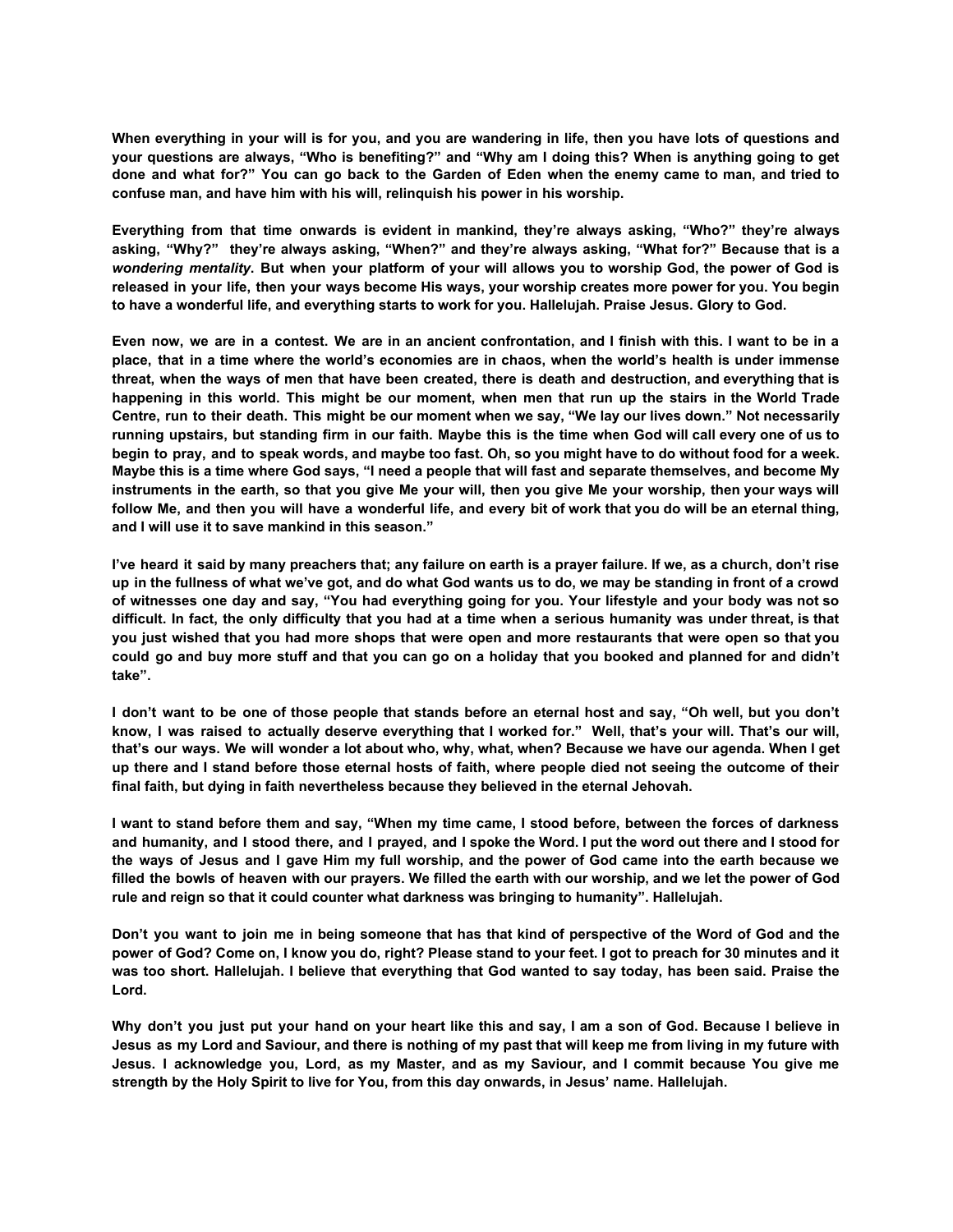**When everything in your will is for you, and you are wandering in life, then you have lots of questions and your questions are always, "Who is benefiting?" and "Why am I doing this? When is anything going to get done and what for?" You can go back to the Garden of Eden when the enemy came to man, and tried to confuse man, and have him with his will, relinquish his power in his worship.**

**Everything from that time onwards is evident in mankind, they're always asking, "Who?" they're always asking, "Why?" they're always asking, "When?" and they're always asking, "What for?" Because that is a *wondering mentality*. But when your platform of your will allows you to worship God, the power of God is released in your life, then your ways become His ways, your worship creates more power for you. You begin to have a wonderful life, and everything starts to work for you. Hallelujah. Praise Jesus. Glory to God.**

**Even now, we are in a contest. We are in an ancient confrontation, and I finish with this. I want to be in a place, that in a time where the world's economies are in chaos, when the world's health is under immense threat, when the ways of men that have been created, there is death and destruction, and everything that is happening in this world. This might be our moment, when men that run up the stairs in the World Trade Centre, run to their death. This might be our moment when we say, "We lay our lives down." Not necessarily running upstairs, but standing firm in our faith. Maybe this is the time when God will call every one of us to begin to pray, and to speak words, and maybe too fast. Oh, so you might have to do without food for a week. Maybe this is a time where God says, "I need a people that will fast and separate themselves, and become My instruments in the earth, so that you give Me your will, then you give Me your worship, then your ways will follow Me, and then you will have a wonderful life, and every bit of work that you do will be an eternal thing, and I will use it to save mankind in this season."**

**I've heard it said by many preachers that; any failure on earth is a prayer failure. If we, as a church, don't rise up in the fullness of what we've got, and do what God wants us to do, we may be standing in front of a crowd of witnesses one day and say, "You had everything going for you. Your lifestyle and your body was not so difficult. In fact, the only difficulty that you had at a time when a serious humanity was under threat, is that you just wished that you had more shops that were open and more restaurants that were open so that you could go and buy more stuff and that you can go on a holiday that you booked and planned for and didn't take".**

**I don't want to be one of those people that stands before an eternal host and say, "Oh well, but you don't know, I was raised to actually deserve everything that I worked for." Well, that's your will. That's our will, that's our ways. We will wonder a lot about who, why, what, when? Because we have our agenda. When I get up there and I stand before those eternal hosts of faith, where people died not seeing the outcome of their final faith, but dying in faith nevertheless because they believed in the eternal Jehovah.**

**I want to stand before them and say, "When my time came, I stood before, between the forces of darkness and humanity, and I stood there, and I prayed, and I spoke the Word. I put the word out there and I stood for the ways of Jesus and I gave Him my full worship, and the power of God came into the earth because we filled the bowls of heaven with our prayers. We filled the earth with our worship, and we let the power of God rule and reign so that it could counter what darkness was bringing to humanity". Hallelujah.**

**Don't you want to join me in being someone that has that kind of perspective of the Word of God and the power of God? Come on, I know you do, right? Please stand to your feet. I got to preach for 30 minutes and it was too short. Hallelujah. I believe that everything that God wanted to say today, has been said. Praise the Lord.**

**Why don't you just put your hand on your heart like this and say, I am a son of God. Because I believe in Jesus as my Lord and Saviour, and there is nothing of my past that will keep me from living in my future with Jesus. I acknowledge you, Lord, as my Master, and as my Saviour, and I commit because You give me strength by the Holy Spirit to live for You, from this day onwards, in Jesus' name. Hallelujah.**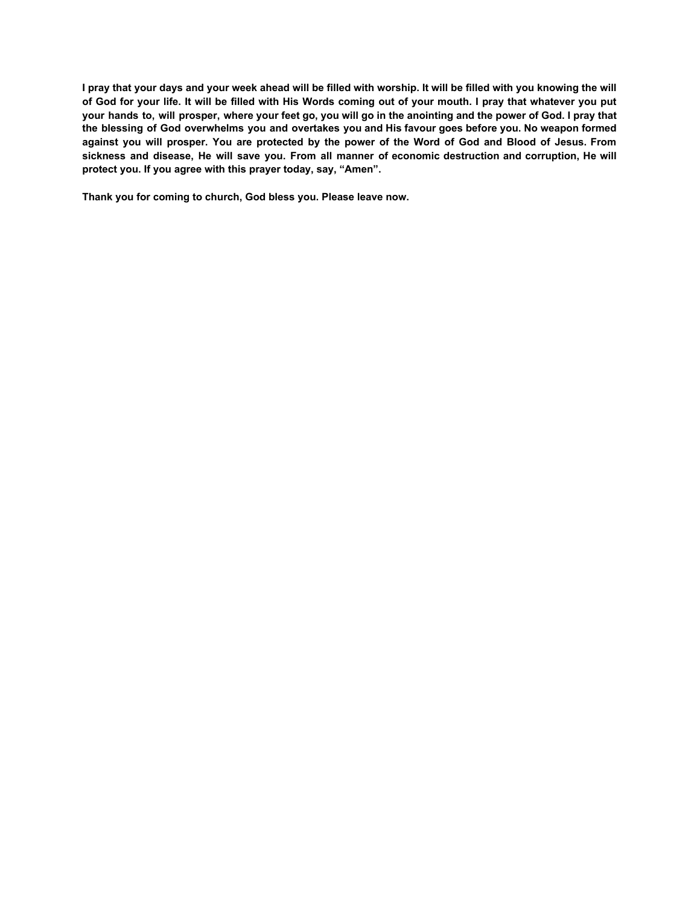**I pray that your days and your week ahead will be filled with worship. It will be filled with you knowing the will of God for your life. It will be filled with His Words coming out of your mouth. I pray that whatever you put your hands to, will prosper, where your feet go, you will go in the anointing and the power of God. I pray that the blessing of God overwhelms you and overtakes you and His favour goes before you. No weapon formed against you will prosper. You are protected by the power of the Word of God and Blood of Jesus. From sickness and disease, He will save you. From all manner of economic destruction and corruption, He will protect you. If you agree with this prayer today, say, "Amen".**

**Thank you for coming to church, God bless you. Please leave now.**